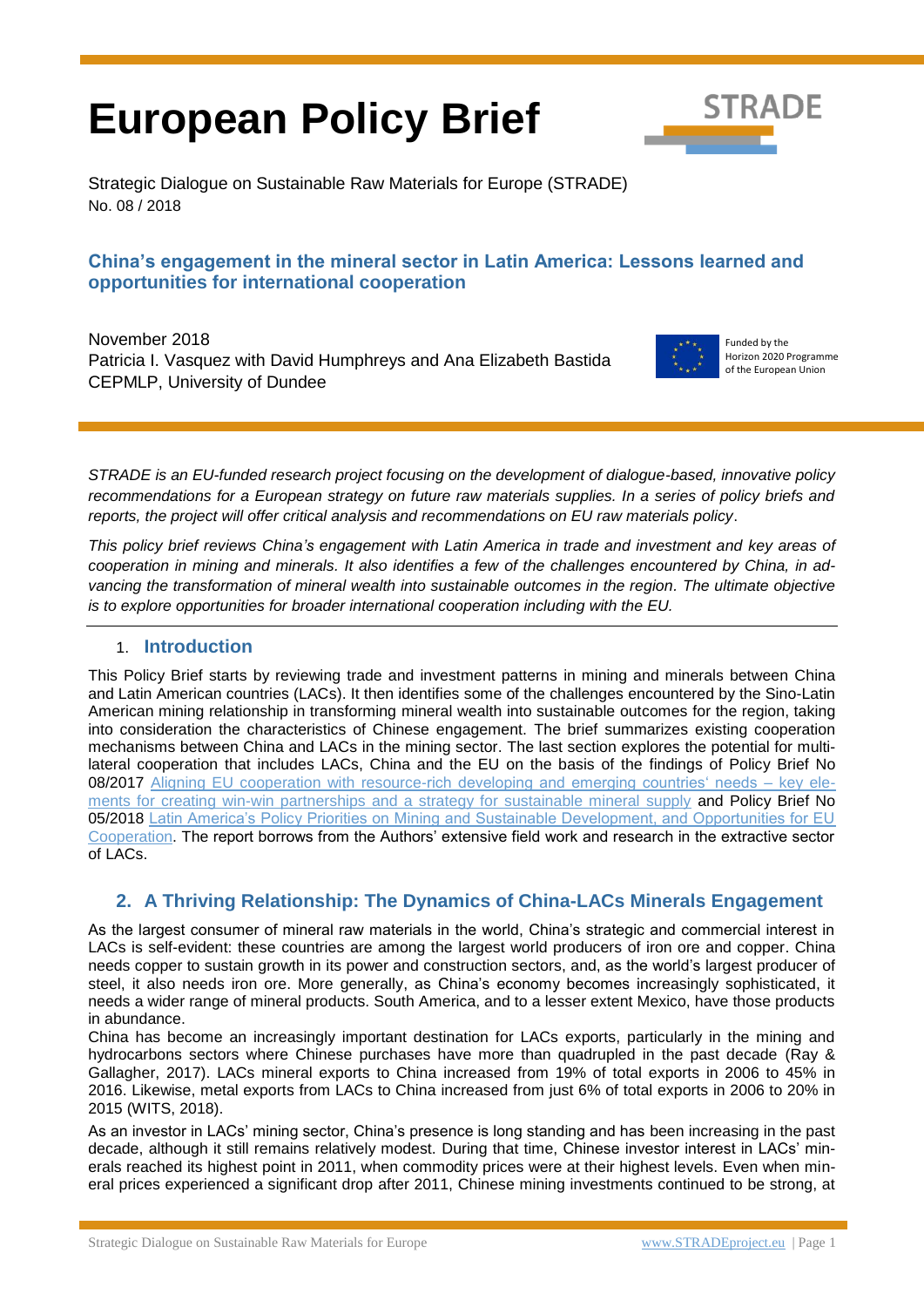# European Policy Brief

Strategic Dialogue on Sustainable Raw Materials for Europe (STRADE)
No. 08 / 2018

## China's engagement in the mineral sector in Latin America: Lessons learned and opportunities for international cooperation

November 2018
Patricia I. Vasquez with David Humphreys and Ana Elizabeth Bastida
CEPMLP, University of Dundee

Funded by the Horizon 2020 Programme of the European Union

*STRADE is an EU-funded research project focusing on the development of dialogue-based, innovative policy recommendations for a European strategy on future raw materials supplies. In a series of policy briefs and reports, the project will offer critical analysis and recommendations on EU raw materials policy.*

*This policy brief reviews China's engagement with Latin America in trade and investment and key areas of cooperation in mining and minerals. It also identifies a few of the challenges encountered by China, in advancing the transformation of mineral wealth into sustainable outcomes in the region. The ultimate objective is to explore opportunities for broader international cooperation including with the EU.*

---

### 1. Introduction

This Policy Brief starts by reviewing trade and investment patterns in mining and minerals between China and Latin American countries (LACs). It then identifies some of the challenges encountered by the Sino-Latin American mining relationship in transforming mineral wealth into sustainable outcomes for the region, taking into consideration the characteristics of Chinese engagement. The brief summarizes existing cooperation mechanisms between China and LACs in the mining sector. The last section explores the potential for multilateral cooperation that includes LACs, China and the EU on the basis of the findings of Policy Brief No 08/2017 [Aligning EU cooperation with resource-rich developing and emerging countries' needs – key elements for creating win-win partnerships and a strategy for sustainable mineral supply]() and Policy Brief No 05/2018 [Latin America's Policy Priorities on Mining and Sustainable Development, and Opportunities for EU Cooperation](). The report borrows from the Authors' extensive field work and research in the extractive sector of LACs.

### 2. A Thriving Relationship: The Dynamics of China-LACs Minerals Engagement

As the largest consumer of mineral raw materials in the world, China's strategic and commercial interest in LACs is self-evident: these countries are among the largest world producers of iron ore and copper. China needs copper to sustain growth in its power and construction sectors, and, as the world's largest producer of steel, it also needs iron ore. More generally, as China's economy becomes increasingly sophisticated, it needs a wider range of mineral products. South America, and to a lesser extent Mexico, have those products in abundance.

China has become an increasingly important destination for LACs exports, particularly in the mining and hydrocarbons sectors where Chinese purchases have more than quadrupled in the past decade (Ray & Gallagher, 2017). LACs mineral exports to China increased from 19% of total exports in 2006 to 45% in 2016. Likewise, metal exports from LACs to China increased from just 6% of total exports in 2006 to 20% in 2015 (WITS, 2018).

As an investor in LACs' mining sector, China's presence is long standing and has been increasing in the past decade, although it still remains relatively modest. During that time, Chinese investor interest in LACs' minerals reached its highest point in 2011, when commodity prices were at their highest levels. Even when mineral prices experienced a significant drop after 2011, Chinese mining investments continued to be strong, at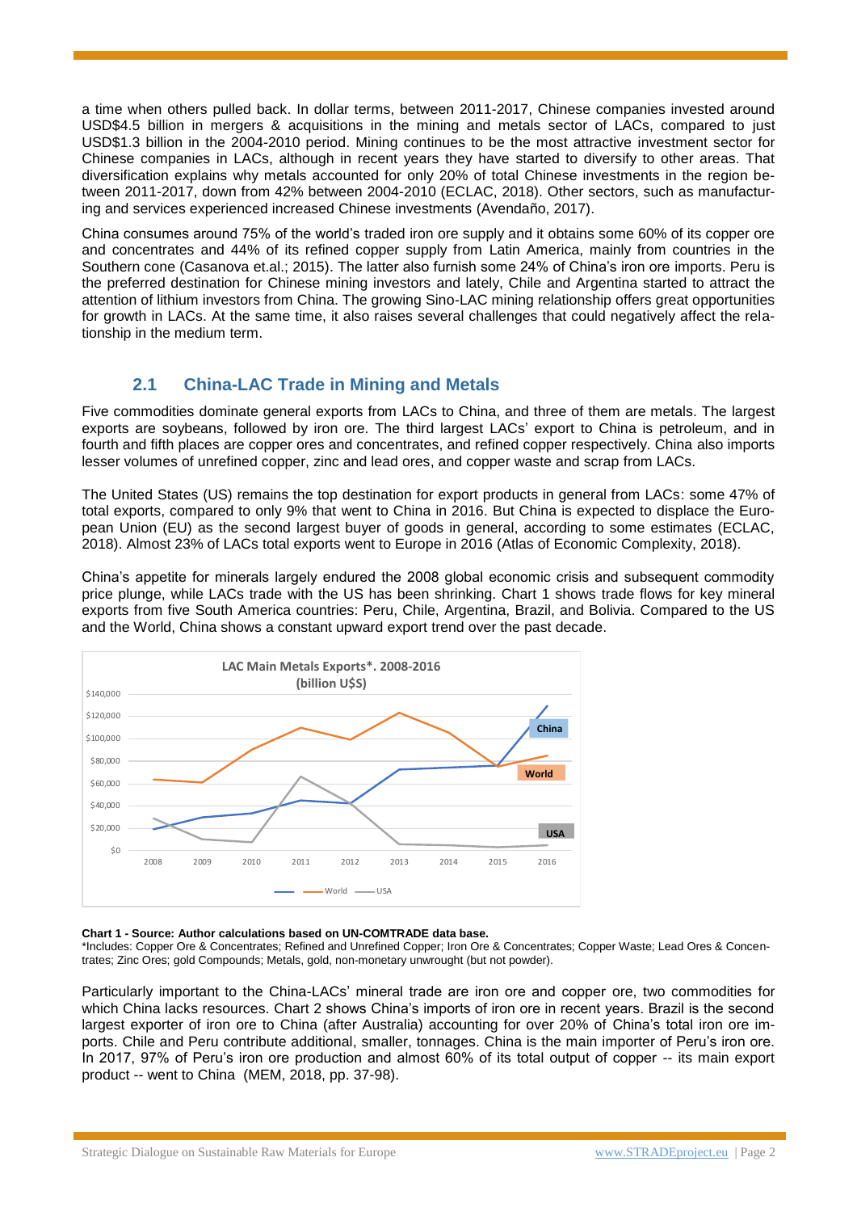a time when others pulled back. In dollar terms, between 2011-2017, Chinese companies invested around USD$4.5 billion in mergers & acquisitions in the mining and metals sector of LACs, compared to just USD$1.3 billion in the 2004-2010 period. Mining continues to be the most attractive investment sector for Chinese companies in LACs, although in recent years they have started to diversify to other areas. That diversification explains why metals accounted for only 20% of total Chinese investments in the region between 2011-2017, down from 42% between 2004-2010 (ECLAC, 2018). Other sectors, such as manufacturing and services experienced increased Chinese investments (Avendaño, 2017).

China consumes around 75% of the world's traded iron ore supply and it obtains some 60% of its copper ore and concentrates and 44% of its refined copper supply from Latin America, mainly from countries in the Southern cone (Casanova et.al.; 2015). The latter also furnish some 24% of China's iron ore imports. Peru is the preferred destination for Chinese mining investors and lately, Chile and Argentina started to attract the attention of lithium investors from China. The growing Sino-LAC mining relationship offers great opportunities for growth in LACs. At the same time, it also raises several challenges that could negatively affect the relationship in the medium term.

## 2.1 China-LAC Trade in Mining and Metals

Five commodities dominate general exports from LACs to China, and three of them are metals. The largest exports are soybeans, followed by iron ore. The third largest LACs' export to China is petroleum, and in fourth and fifth places are copper ores and concentrates, and refined copper respectively. China also imports lesser volumes of unrefined copper, zinc and lead ores, and copper waste and scrap from LACs.

The United States (US) remains the top destination for export products in general from LACs: some 47% of total exports, compared to only 9% that went to China in 2016. But China is expected to displace the European Union (EU) as the second largest buyer of goods in general, according to some estimates (ECLAC, 2018). Almost 23% of LACs total exports went to Europe in 2016 (Atlas of Economic Complexity, 2018).

China's appetite for minerals largely endured the 2008 global economic crisis and subsequent commodity price plunge, while LACs trade with the US has been shrinking. Chart 1 shows trade flows for key mineral exports from five South America countries: Peru, Chile, Argentina, Brazil, and Bolivia. Compared to the US and the World, China shows a constant upward export trend over the past decade.

LAC Main Metals Exports*. 2008-2016 (billion U$S)

**Chart 1 - Source: Author calculations based on UN-COMTRADE data base.**
*Includes: Copper Ore & Concentrates; Refined and Unrefined Copper; Iron Ore & Concentrates; Copper Waste; Lead Ores & Concentrates; Zinc Ores; gold Compounds; Metals, gold, non-monetary unwrought (but not powder).

Particularly important to the China-LACs' mineral trade are iron ore and copper ore, two commodities for which China lacks resources. Chart 2 shows China's imports of iron ore in recent years. Brazil is the second largest exporter of iron ore to China (after Australia) accounting for over 20% of China's total iron ore imports. Chile and Peru contribute additional, smaller, tonnages. China is the main importer of Peru's iron ore. In 2017, 97% of Peru's iron ore production and almost 60% of its total output of copper -- its main export product -- went to China (MEM, 2018, pp. 37-98).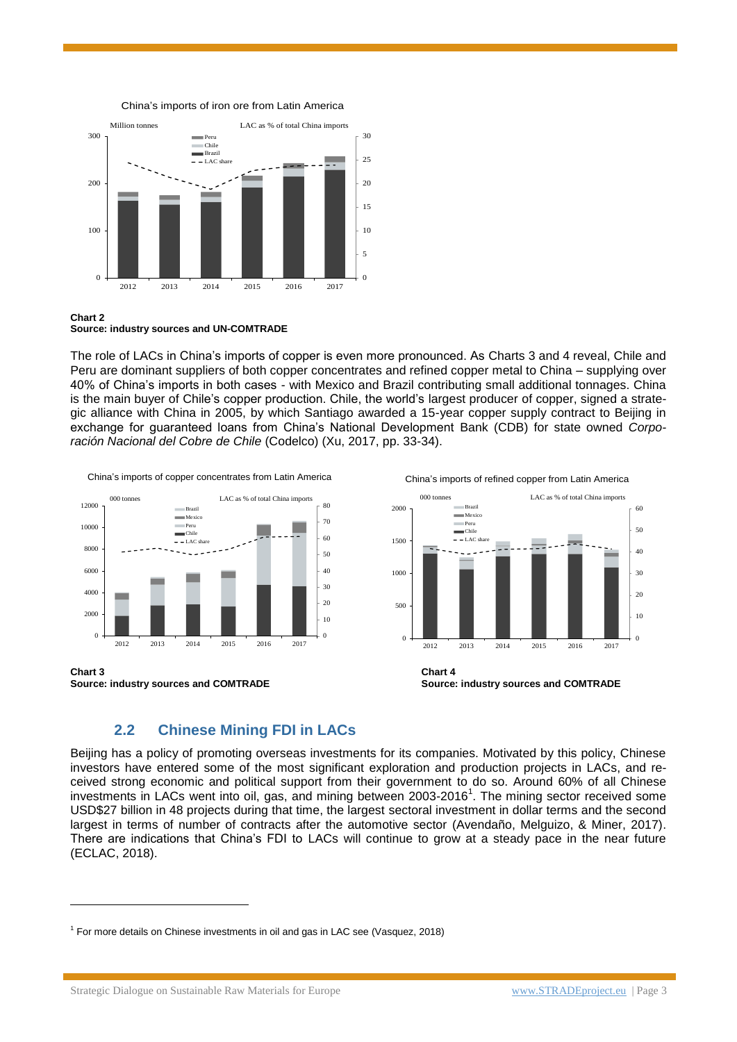China's imports of iron ore from Latin America

**Chart 2**
**Source: industry sources and UN-COMTRADE**

The role of LACs in China's imports of copper is even more pronounced. As Charts 3 and 4 reveal, Chile and Peru are dominant suppliers of both copper concentrates and refined copper metal to China – supplying over 40% of China's imports in both cases - with Mexico and Brazil contributing small additional tonnages. China is the main buyer of Chile's copper production. Chile, the world's largest producer of copper, signed a strategic alliance with China in 2005, by which Santiago awarded a 15-year copper supply contract to Beijing in exchange for guaranteed loans from China's National Development Bank (CDB) for state owned *Corporación Nacional del Cobre de Chile* (Codelco) (Xu, 2017, pp. 33-34).

China's imports of copper concentrates from Latin America

**Chart 3**
**Source: industry sources and COMTRADE**

China's imports of refined copper from Latin America

**Chart 4**
**Source: industry sources and COMTRADE**

## 2.2 Chinese Mining FDI in LACs

Beijing has a policy of promoting overseas investments for its companies. Motivated by this policy, Chinese investors have entered some of the most significant exploration and production projects in LACs, and received strong economic and political support from their government to do so. Around 60% of all Chinese investments in LACs went into oil, gas, and mining between 2003-2016[1]. The mining sector received some USD$27 billion in 48 projects during that time, the largest sectoral investment in dollar terms and the second largest in terms of number of contracts after the automotive sector (Avendaño, Melguizo, & Miner, 2017). There are indications that China's FDI to LACs will continue to grow at a steady pace in the near future (ECLAC, 2018).

[1] For more details on Chinese investments in oil and gas in LAC see (Vasquez, 2018)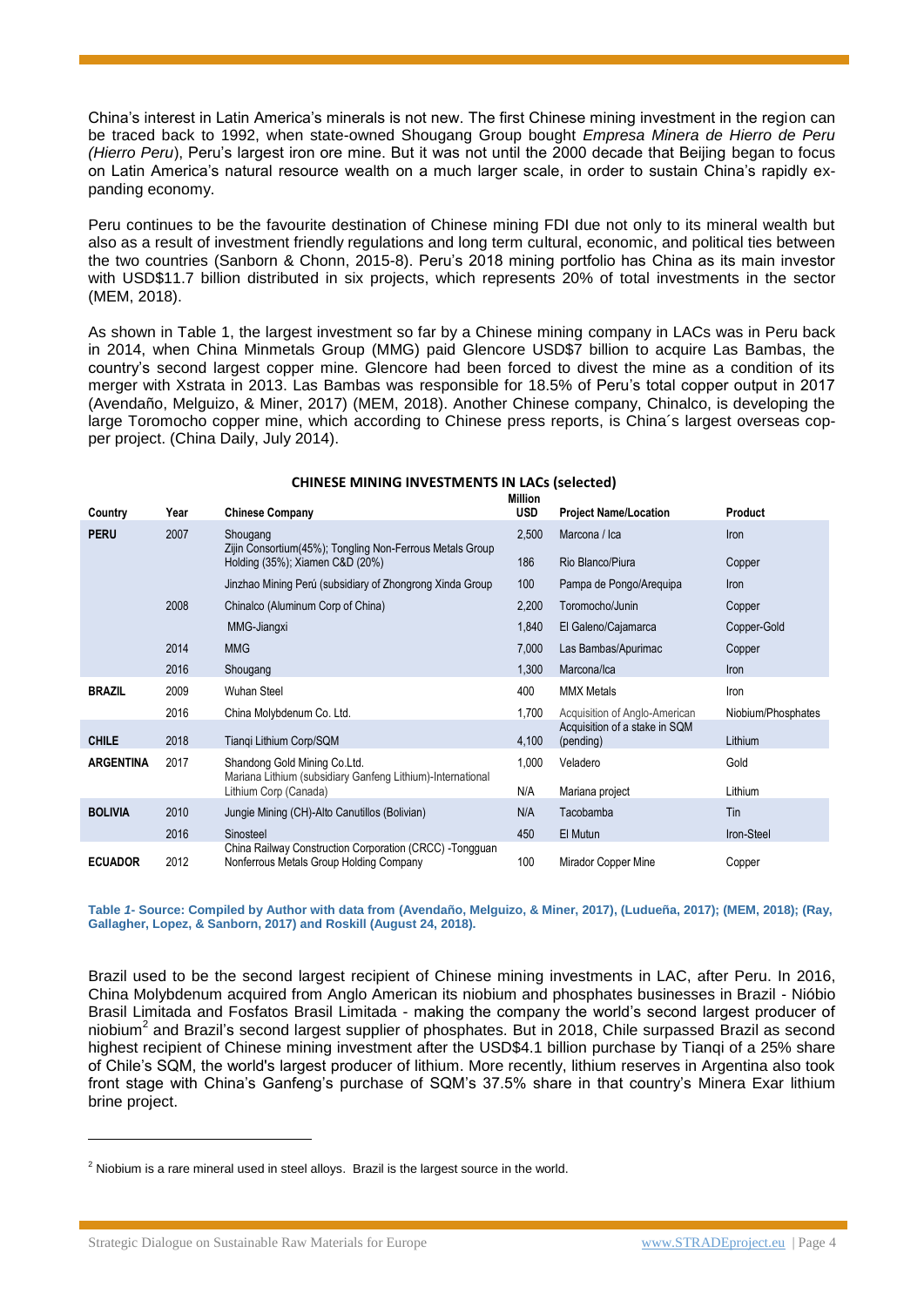China's interest in Latin America's minerals is not new. The first Chinese mining investment in the region can be traced back to 1992, when state-owned Shougang Group bought *Empresa Minera de Hierro de Peru (Hierro Peru)*, Peru's largest iron ore mine. But it was not until the 2000 decade that Beijing began to focus on Latin America's natural resource wealth on a much larger scale, in order to sustain China's rapidly expanding economy.

Peru continues to be the favourite destination of Chinese mining FDI due not only to its mineral wealth but also as a result of investment friendly regulations and long term cultural, economic, and political ties between the two countries (Sanborn & Chonn, 2015-8). Peru's 2018 mining portfolio has China as its main investor with USD$11.7 billion distributed in six projects, which represents 20% of total investments in the sector (MEM, 2018).

As shown in Table 1, the largest investment so far by a Chinese mining company in LACs was in Peru back in 2014, when China Minmetals Group (MMG) paid Glencore USD$7 billion to acquire Las Bambas, the country's second largest copper mine. Glencore had been forced to divest the mine as a condition of its merger with Xstrata in 2013. Las Bambas was responsible for 18.5% of Peru's total copper output in 2017 (Avendaño, Melguizo, & Miner, 2017) (MEM, 2018). Another Chinese company, Chinalco, is developing the large Toromocho copper mine, which according to Chinese press reports, is China´s largest overseas copper project. (China Daily, July 2014).

**CHINESE MINING INVESTMENTS IN LACs (selected)**

| Country | Year | Chinese Company | Million USD | Project Name/Location | Product |
|---|---|---|---|---|---|
| **PERU** | 2007 | Shougang | 2,500 | Marcona / Ica | Iron |
| | | Zijin Consortium(45%); Tongling Non-Ferrous Metals Group Holding (35%); Xiamen C&D (20%) | 186 | Rio Blanco/Piura | Copper |
| | | Jinzhao Mining Perú (subsidiary of Zhongrong Xinda Group | 100 | Pampa de Pongo/Arequipa | Iron |
| | 2008 | Chinalco (Aluminum Corp of China) | 2,200 | Toromocho/Junin | Copper |
| | | MMG-Jiangxi | 1,840 | El Galeno/Cajamarca | Copper-Gold |
| | 2014 | MMG | 7,000 | Las Bambas/Apurimac | Copper |
| | 2016 | Shougang | 1,300 | Marcona/Ica | Iron |
| **BRAZIL** | 2009 | Wuhan Steel | 400 | MMX Metals | Iron |
| | 2016 | China Molybdenum Co. Ltd. | 1,700 | Acquisition of Anglo-American | Niobium/Phosphates |
| **CHILE** | 2018 | Tianqi Lithium Corp/SQM | 4,100 | Acquisition of a stake in SQM (pending) | Lithium |
| **ARGENTINA** | 2017 | Shandong Gold Mining Co.Ltd. | 1,000 | Veladero | Gold |
| | | Mariana Lithium (subsidiary Ganfeng Lithium)-International Lithium Corp (Canada) | N/A | Mariana project | Lithium |
| **BOLIVIA** | 2010 | Jungie Mining (CH)-Alto Canutillos (Bolivian) | N/A | Tacobamba | Tin |
| | 2016 | Sinosteel | 450 | El Mutun | Iron-Steel |
| **ECUADOR** | 2012 | China Railway Construction Corporation (CRCC) -Tongguan Nonferrous Metals Group Holding Company | 100 | Mirador Copper Mine | Copper |

**Table *1*- Source: Compiled by Author with data from (Avendaño, Melguizo, & Miner, 2017), (Ludueña, 2017); (MEM, 2018); (Ray, Gallagher, Lopez, & Sanborn, 2017) and Roskill (August 24, 2018).**

Brazil used to be the second largest recipient of Chinese mining investments in LAC, after Peru. In 2016, China Molybdenum acquired from Anglo American its niobium and phosphates businesses in Brazil - Nióbio Brasil Limitada and Fosfatos Brasil Limitada - making the company the world's second largest producer of niobium[2] and Brazil's second largest supplier of phosphates. But in 2018, Chile surpassed Brazil as second highest recipient of Chinese mining investment after the USD$4.1 billion purchase by Tianqi of a 25% share of Chile's SQM, the world's largest producer of lithium. More recently, lithium reserves in Argentina also took front stage with China's Ganfeng's purchase of SQM's 37.5% share in that country's Minera Exar lithium brine project.

---

[2] Niobium is a rare mineral used in steel alloys. Brazil is the largest source in the world.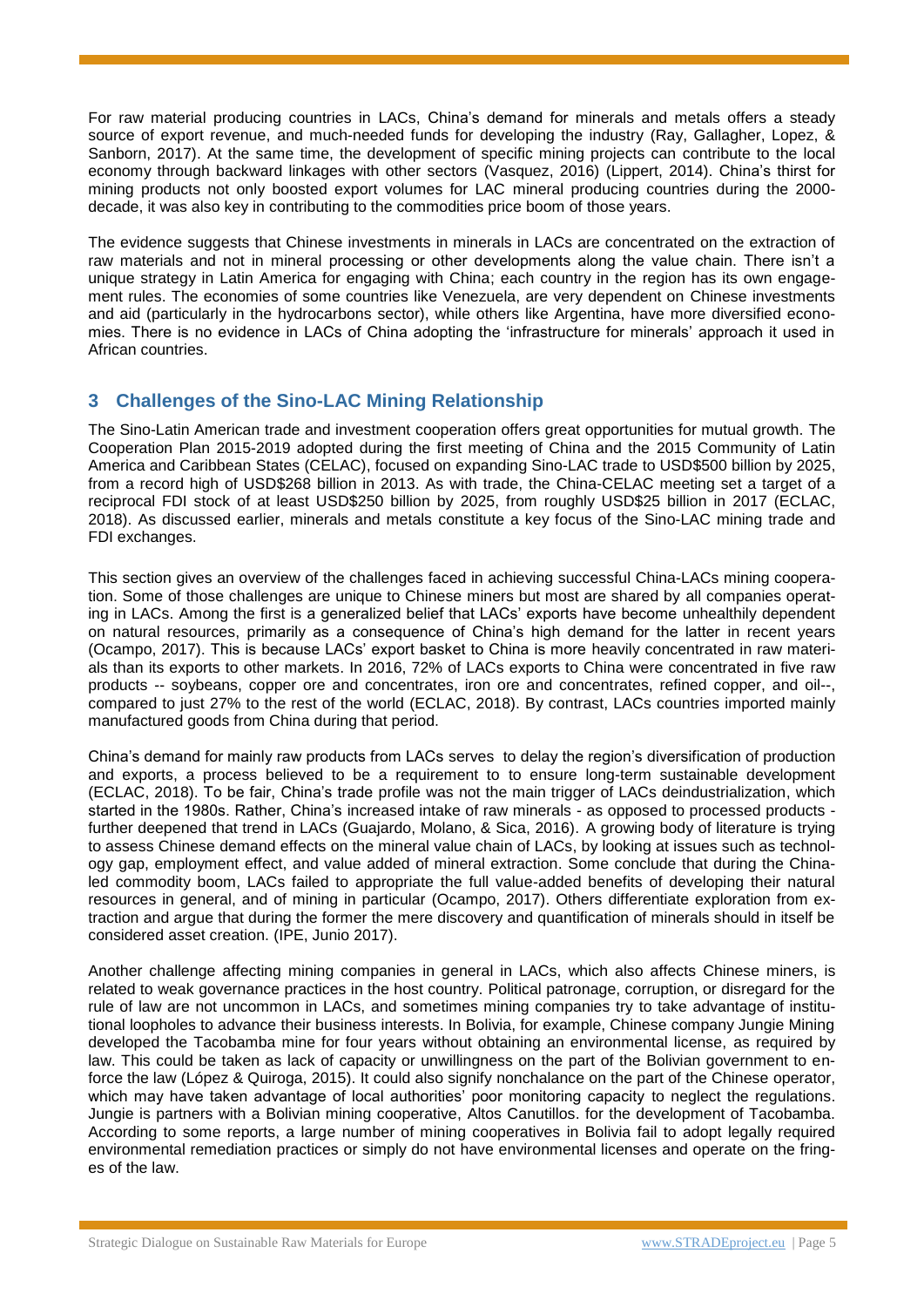For raw material producing countries in LACs, China's demand for minerals and metals offers a steady source of export revenue, and much-needed funds for developing the industry (Ray, Gallagher, Lopez, & Sanborn, 2017). At the same time, the development of specific mining projects can contribute to the local economy through backward linkages with other sectors (Vasquez, 2016) (Lippert, 2014). China's thirst for mining products not only boosted export volumes for LAC mineral producing countries during the 2000-decade, it was also key in contributing to the commodities price boom of those years.

The evidence suggests that Chinese investments in minerals in LACs are concentrated on the extraction of raw materials and not in mineral processing or other developments along the value chain. There isn't a unique strategy in Latin America for engaging with China; each country in the region has its own engagement rules. The economies of some countries like Venezuela, are very dependent on Chinese investments and aid (particularly in the hydrocarbons sector), while others like Argentina, have more diversified economies. There is no evidence in LACs of China adopting the 'infrastructure for minerals' approach it used in African countries.

## 3 Challenges of the Sino-LAC Mining Relationship

The Sino-Latin American trade and investment cooperation offers great opportunities for mutual growth. The Cooperation Plan 2015-2019 adopted during the first meeting of China and the 2015 Community of Latin America and Caribbean States (CELAC), focused on expanding Sino-LAC trade to USD$500 billion by 2025, from a record high of USD$268 billion in 2013. As with trade, the China-CELAC meeting set a target of a reciprocal FDI stock of at least USD$250 billion by 2025, from roughly USD$25 billion in 2017 (ECLAC, 2018). As discussed earlier, minerals and metals constitute a key focus of the Sino-LAC mining trade and FDI exchanges.

This section gives an overview of the challenges faced in achieving successful China-LACs mining cooperation. Some of those challenges are unique to Chinese miners but most are shared by all companies operating in LACs. Among the first is a generalized belief that LACs' exports have become unhealthily dependent on natural resources, primarily as a consequence of China's high demand for the latter in recent years (Ocampo, 2017). This is because LACs' export basket to China is more heavily concentrated in raw materials than its exports to other markets. In 2016, 72% of LACs exports to China were concentrated in five raw products -- soybeans, copper ore and concentrates, iron ore and concentrates, refined copper, and oil--, compared to just 27% to the rest of the world (ECLAC, 2018). By contrast, LACs countries imported mainly manufactured goods from China during that period.

China's demand for mainly raw products from LACs serves to delay the region's diversification of production and exports, a process believed to be a requirement to to ensure long-term sustainable development (ECLAC, 2018). To be fair, China's trade profile was not the main trigger of LACs deindustrialization, which started in the 1980s. Rather, China's increased intake of raw minerals - as opposed to processed products - further deepened that trend in LACs (Guajardo, Molano, & Sica, 2016). A growing body of literature is trying to assess Chinese demand effects on the mineral value chain of LACs, by looking at issues such as technology gap, employment effect, and value added of mineral extraction. Some conclude that during the China-led commodity boom, LACs failed to appropriate the full value-added benefits of developing their natural resources in general, and of mining in particular (Ocampo, 2017). Others differentiate exploration from extraction and argue that during the former the mere discovery and quantification of minerals should in itself be considered asset creation. (IPE, Junio 2017).

Another challenge affecting mining companies in general in LACs, which also affects Chinese miners, is related to weak governance practices in the host country. Political patronage, corruption, or disregard for the rule of law are not uncommon in LACs, and sometimes mining companies try to take advantage of institutional loopholes to advance their business interests. In Bolivia, for example, Chinese company Jungie Mining developed the Tacobamba mine for four years without obtaining an environmental license, as required by law. This could be taken as lack of capacity or unwillingness on the part of the Bolivian government to enforce the law (López & Quiroga, 2015). It could also signify nonchalance on the part of the Chinese operator, which may have taken advantage of local authorities' poor monitoring capacity to neglect the regulations. Jungie is partners with a Bolivian mining cooperative, Altos Canutillos. for the development of Tacobamba. According to some reports, a large number of mining cooperatives in Bolivia fail to adopt legally required environmental remediation practices or simply do not have environmental licenses and operate on the fringes of the law.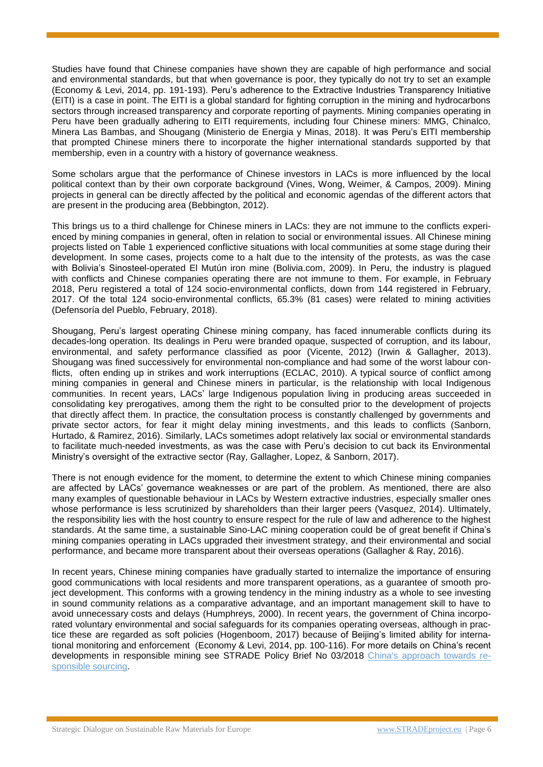Studies have found that Chinese companies have shown they are capable of high performance and social and environmental standards, but that when governance is poor, they typically do not try to set an example (Economy & Levi, 2014, pp. 191-193). Peru's adherence to the Extractive Industries Transparency Initiative (EITI) is a case in point. The EITI is a global standard for fighting corruption in the mining and hydrocarbons sectors through increased transparency and corporate reporting of payments. Mining companies operating in Peru have been gradually adhering to EITI requirements, including four Chinese miners: MMG, Chinalco, Minera Las Bambas, and Shougang (Ministerio de Energia y Minas, 2018). It was Peru's EITI membership that prompted Chinese miners there to incorporate the higher international standards supported by that membership, even in a country with a history of governance weakness.

Some scholars argue that the performance of Chinese investors in LACs is more influenced by the local political context than by their own corporate background (Vines, Wong, Weimer, & Campos, 2009). Mining projects in general can be directly affected by the political and economic agendas of the different actors that are present in the producing area (Bebbington, 2012).

This brings us to a third challenge for Chinese miners in LACs: they are not immune to the conflicts experienced by mining companies in general, often in relation to social or environmental issues. All Chinese mining projects listed on Table 1 experienced conflictive situations with local communities at some stage during their development. In some cases, projects come to a halt due to the intensity of the protests, as was the case with Bolivia's Sinosteel-operated El Mutún iron mine (Bolivia.com, 2009). In Peru, the industry is plagued with conflicts and Chinese companies operating there are not immune to them. For example, in February 2018, Peru registered a total of 124 socio-environmental conflicts, down from 144 registered in February, 2017. Of the total 124 socio-environmental conflicts, 65.3% (81 cases) were related to mining activities (Defensoría del Pueblo, February, 2018).

Shougang, Peru's largest operating Chinese mining company, has faced innumerable conflicts during its decades-long operation. Its dealings in Peru were branded opaque, suspected of corruption, and its labour, environmental, and safety performance classified as poor (Vicente, 2012) (Irwin & Gallagher, 2013). Shougang was fined successively for environmental non-compliance and had some of the worst labour conflicts, often ending up in strikes and work interruptions (ECLAC, 2010). A typical source of conflict among mining companies in general and Chinese miners in particular, is the relationship with local Indigenous communities. In recent years, LACs' large Indigenous population living in producing areas succeeded in consolidating key prerogatives, among them the right to be consulted prior to the development of projects that directly affect them. In practice, the consultation process is constantly challenged by governments and private sector actors, for fear it might delay mining investments, and this leads to conflicts (Sanborn, Hurtado, & Ramirez, 2016). Similarly, LACs sometimes adopt relatively lax social or environmental standards to facilitate much-needed investments, as was the case with Peru's decision to cut back its Environmental Ministry's oversight of the extractive sector (Ray, Gallagher, Lopez, & Sanborn, 2017).

There is not enough evidence for the moment, to determine the extent to which Chinese mining companies are affected by LACs' governance weaknesses or are part of the problem. As mentioned, there are also many examples of questionable behaviour in LACs by Western extractive industries, especially smaller ones whose performance is less scrutinized by shareholders than their larger peers (Vasquez, 2014). Ultimately, the responsibility lies with the host country to ensure respect for the rule of law and adherence to the highest standards. At the same time, a sustainable Sino-LAC mining cooperation could be of great benefit if China's mining companies operating in LACs upgraded their investment strategy, and their environmental and social performance, and became more transparent about their overseas operations (Gallagher & Ray, 2016).

In recent years, Chinese mining companies have gradually started to internalize the importance of ensuring good communications with local residents and more transparent operations, as a guarantee of smooth project development. This conforms with a growing tendency in the mining industry as a whole to see investing in sound community relations as a comparative advantage, and an important management skill to have to avoid unnecessary costs and delays (Humphreys, 2000). In recent years, the government of China incorporated voluntary environmental and social safeguards for its companies operating overseas, although in practice these are regarded as soft policies (Hogenboom, 2017) because of Beijing's limited ability for international monitoring and enforcement (Economy & Levi, 2014, pp. 100-116). For more details on China's recent developments in responsible mining see STRADE Policy Brief No 03/2018 [China's approach towards responsible sourcing](China's approach towards responsible sourcing).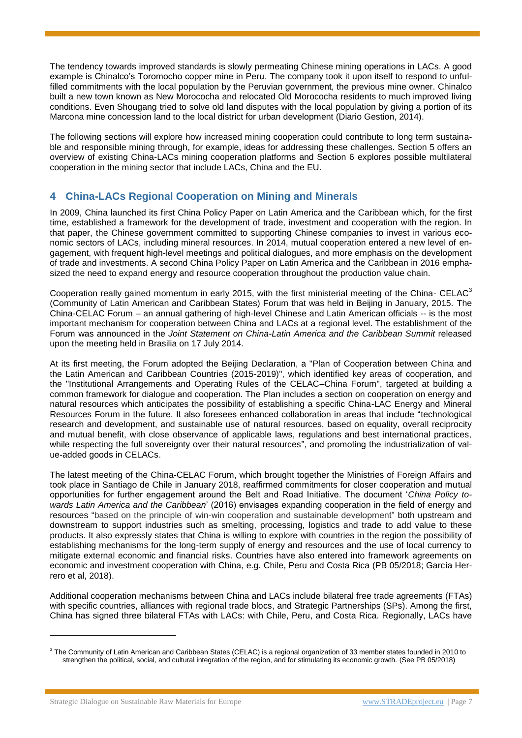The tendency towards improved standards is slowly permeating Chinese mining operations in LACs. A good example is Chinalco's Toromocho copper mine in Peru. The company took it upon itself to respond to unfulfilled commitments with the local population by the Peruvian government, the previous mine owner. Chinalco built a new town known as New Morococha and relocated Old Morococha residents to much improved living conditions. Even Shougang tried to solve old land disputes with the local population by giving a portion of its Marcona mine concession land to the local district for urban development (Diario Gestion, 2014).

The following sections will explore how increased mining cooperation could contribute to long term sustainable and responsible mining through, for example, ideas for addressing these challenges. Section 5 offers an overview of existing China-LACs mining cooperation platforms and Section 6 explores possible multilateral cooperation in the mining sector that include LACs, China and the EU.

## 4 China-LACs Regional Cooperation on Mining and Minerals

In 2009, China launched its first China Policy Paper on Latin America and the Caribbean which, for the first time, established a framework for the development of trade, investment and cooperation with the region. In that paper, the Chinese government committed to supporting Chinese companies to invest in various economic sectors of LACs, including mineral resources. In 2014, mutual cooperation entered a new level of engagement, with frequent high-level meetings and political dialogues, and more emphasis on the development of trade and investments. A second China Policy Paper on Latin America and the Caribbean in 2016 emphasized the need to expand energy and resource cooperation throughout the production value chain.

Cooperation really gained momentum in early 2015, with the first ministerial meeting of the China- CELAC[3] (Community of Latin American and Caribbean States) Forum that was held in Beijing in January, 2015. The China-CELAC Forum – an annual gathering of high-level Chinese and Latin American officials -- is the most important mechanism for cooperation between China and LACs at a regional level. The establishment of the Forum was announced in the *Joint Statement on China-Latin America and the Caribbean Summit* released upon the meeting held in Brasilia on 17 July 2014.

At its first meeting, the Forum adopted the Beijing Declaration, a "Plan of Cooperation between China and the Latin American and Caribbean Countries (2015-2019)", which identified key areas of cooperation, and the "Institutional Arrangements and Operating Rules of the CELAC–China Forum", targeted at building a common framework for dialogue and cooperation. The Plan includes a section on cooperation on energy and natural resources which anticipates the possibility of establishing a specific China-LAC Energy and Mineral Resources Forum in the future. It also foresees enhanced collaboration in areas that include "technological research and development, and sustainable use of natural resources, based on equality, overall reciprocity and mutual benefit, with close observance of applicable laws, regulations and best international practices, while respecting the full sovereignty over their natural resources", and promoting the industrialization of value-added goods in CELACs.

The latest meeting of the China-CELAC Forum, which brought together the Ministries of Foreign Affairs and took place in Santiago de Chile in January 2018, reaffirmed commitments for closer cooperation and mutual opportunities for further engagement around the Belt and Road Initiative. The document '*China Policy towards Latin America and the Caribbean*' (2016) envisages expanding cooperation in the field of energy and resources "based on the principle of win-win cooperation and sustainable development" both upstream and downstream to support industries such as smelting, processing, logistics and trade to add value to these products. It also expressly states that China is willing to explore with countries in the region the possibility of establishing mechanisms for the long-term supply of energy and resources and the use of local currency to mitigate external economic and financial risks. Countries have also entered into framework agreements on economic and investment cooperation with China, e.g. Chile, Peru and Costa Rica (PB 05/2018; García Herrero et al, 2018).

Additional cooperation mechanisms between China and LACs include bilateral free trade agreements (FTAs) with specific countries, alliances with regional trade blocs, and Strategic Partnerships (SPs). Among the first, China has signed three bilateral FTAs with LACs: with Chile, Peru, and Costa Rica. Regionally, LACs have

[3] The Community of Latin American and Caribbean States (CELAC) is a regional organization of 33 member states founded in 2010 to strengthen the political, social, and cultural integration of the region, and for stimulating its economic growth. (See PB 05/2018)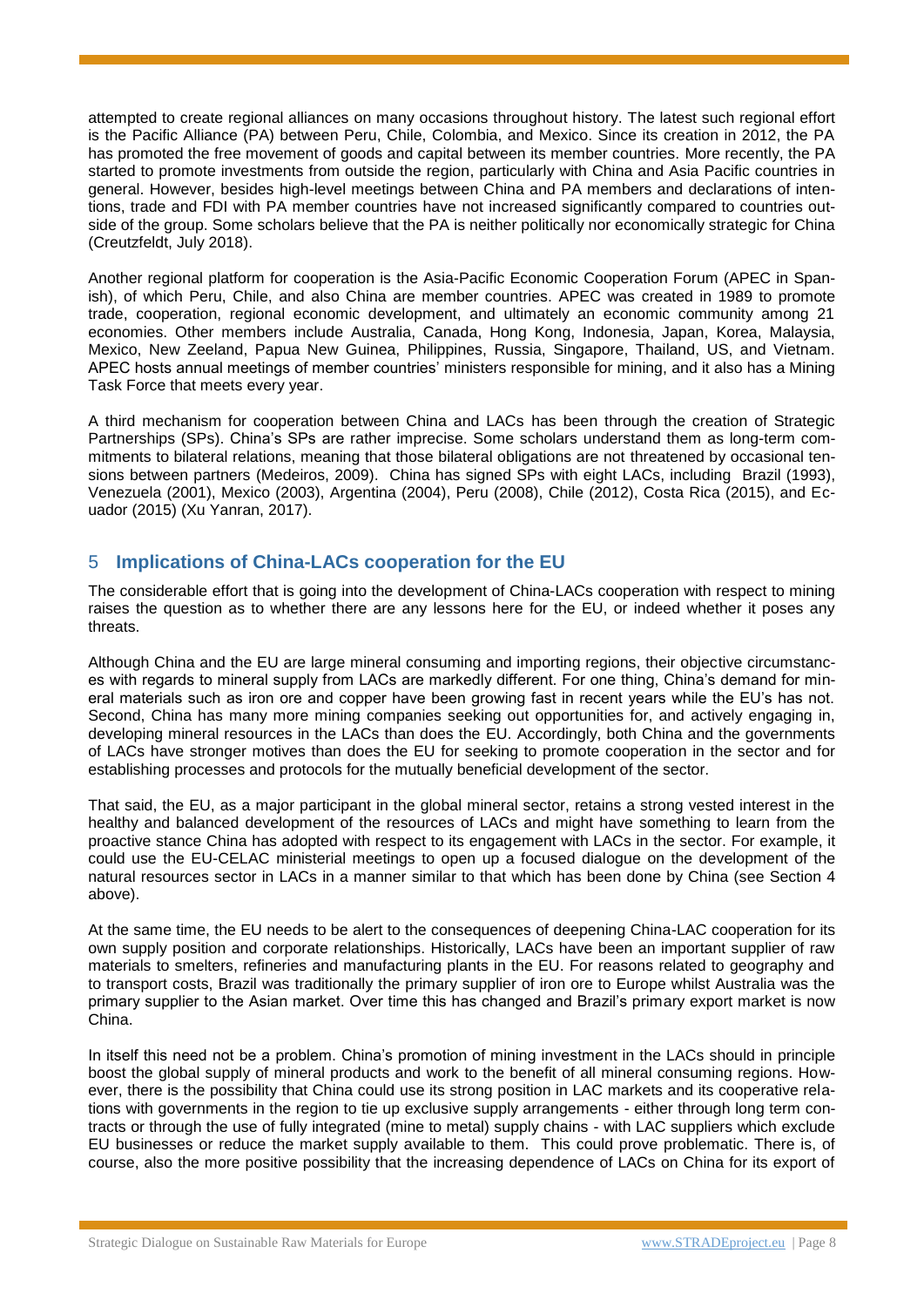attempted to create regional alliances on many occasions throughout history. The latest such regional effort is the Pacific Alliance (PA) between Peru, Chile, Colombia, and Mexico. Since its creation in 2012, the PA has promoted the free movement of goods and capital between its member countries. More recently, the PA started to promote investments from outside the region, particularly with China and Asia Pacific countries in general. However, besides high-level meetings between China and PA members and declarations of intentions, trade and FDI with PA member countries have not increased significantly compared to countries outside of the group. Some scholars believe that the PA is neither politically nor economically strategic for China (Creutzfeldt, July 2018).

Another regional platform for cooperation is the Asia-Pacific Economic Cooperation Forum (APEC in Spanish), of which Peru, Chile, and also China are member countries. APEC was created in 1989 to promote trade, cooperation, regional economic development, and ultimately an economic community among 21 economies. Other members include Australia, Canada, Hong Kong, Indonesia, Japan, Korea, Malaysia, Mexico, New Zeeland, Papua New Guinea, Philippines, Russia, Singapore, Thailand, US, and Vietnam. APEC hosts annual meetings of member countries' ministers responsible for mining, and it also has a Mining Task Force that meets every year.

A third mechanism for cooperation between China and LACs has been through the creation of Strategic Partnerships (SPs). China's SPs are rather imprecise. Some scholars understand them as long-term commitments to bilateral relations, meaning that those bilateral obligations are not threatened by occasional tensions between partners (Medeiros, 2009). China has signed SPs with eight LACs, including Brazil (1993), Venezuela (2001), Mexico (2003), Argentina (2004), Peru (2008), Chile (2012), Costa Rica (2015), and Ecuador (2015) (Xu Yanran, 2017).

## 5 Implications of China-LACs cooperation for the EU

The considerable effort that is going into the development of China-LACs cooperation with respect to mining raises the question as to whether there are any lessons here for the EU, or indeed whether it poses any threats.

Although China and the EU are large mineral consuming and importing regions, their objective circumstances with regards to mineral supply from LACs are markedly different. For one thing, China's demand for mineral materials such as iron ore and copper have been growing fast in recent years while the EU's has not. Second, China has many more mining companies seeking out opportunities for, and actively engaging in, developing mineral resources in the LACs than does the EU. Accordingly, both China and the governments of LACs have stronger motives than does the EU for seeking to promote cooperation in the sector and for establishing processes and protocols for the mutually beneficial development of the sector.

That said, the EU, as a major participant in the global mineral sector, retains a strong vested interest in the healthy and balanced development of the resources of LACs and might have something to learn from the proactive stance China has adopted with respect to its engagement with LACs in the sector. For example, it could use the EU-CELAC ministerial meetings to open up a focused dialogue on the development of the natural resources sector in LACs in a manner similar to that which has been done by China (see Section 4 above).

At the same time, the EU needs to be alert to the consequences of deepening China-LAC cooperation for its own supply position and corporate relationships. Historically, LACs have been an important supplier of raw materials to smelters, refineries and manufacturing plants in the EU. For reasons related to geography and to transport costs, Brazil was traditionally the primary supplier of iron ore to Europe whilst Australia was the primary supplier to the Asian market. Over time this has changed and Brazil's primary export market is now China.

In itself this need not be a problem. China's promotion of mining investment in the LACs should in principle boost the global supply of mineral products and work to the benefit of all mineral consuming regions. However, there is the possibility that China could use its strong position in LAC markets and its cooperative relations with governments in the region to tie up exclusive supply arrangements - either through long term contracts or through the use of fully integrated (mine to metal) supply chains - with LAC suppliers which exclude EU businesses or reduce the market supply available to them. This could prove problematic. There is, of course, also the more positive possibility that the increasing dependence of LACs on China for its export of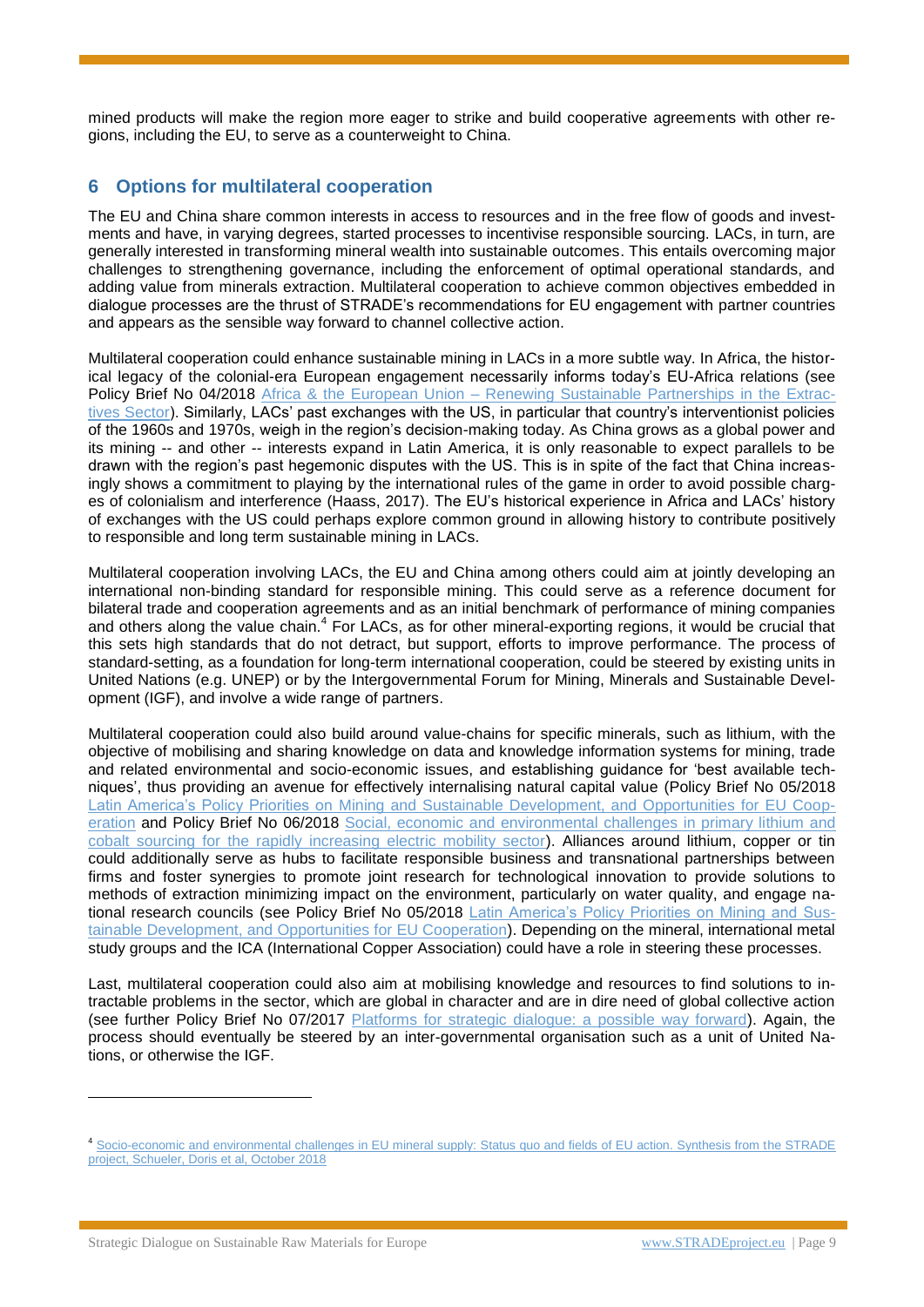mined products will make the region more eager to strike and build cooperative agreements with other regions, including the EU, to serve as a counterweight to China.

## 6 Options for multilateral cooperation

The EU and China share common interests in access to resources and in the free flow of goods and investments and have, in varying degrees, started processes to incentivise responsible sourcing. LACs, in turn, are generally interested in transforming mineral wealth into sustainable outcomes. This entails overcoming major challenges to strengthening governance, including the enforcement of optimal operational standards, and adding value from minerals extraction. Multilateral cooperation to achieve common objectives embedded in dialogue processes are the thrust of STRADE's recommendations for EU engagement with partner countries and appears as the sensible way forward to channel collective action.

Multilateral cooperation could enhance sustainable mining in LACs in a more subtle way. In Africa, the historical legacy of the colonial-era European engagement necessarily informs today's EU-Africa relations (see Policy Brief No 04/2018 Africa & the European Union – Renewing Sustainable Partnerships in the Extractives Sector). Similarly, LACs' past exchanges with the US, in particular that country's interventionist policies of the 1960s and 1970s, weigh in the region's decision-making today. As China grows as a global power and its mining -- and other -- interests expand in Latin America, it is only reasonable to expect parallels to be drawn with the region's past hegemonic disputes with the US. This is in spite of the fact that China increasingly shows a commitment to playing by the international rules of the game in order to avoid possible charges of colonialism and interference (Haass, 2017). The EU's historical experience in Africa and LACs' history of exchanges with the US could perhaps explore common ground in allowing history to contribute positively to responsible and long term sustainable mining in LACs.

Multilateral cooperation involving LACs, the EU and China among others could aim at jointly developing an international non-binding standard for responsible mining. This could serve as a reference document for bilateral trade and cooperation agreements and as an initial benchmark of performance of mining companies and others along the value chain.[4] For LACs, as for other mineral-exporting regions, it would be crucial that this sets high standards that do not detract, but support, efforts to improve performance. The process of standard-setting, as a foundation for long-term international cooperation, could be steered by existing units in United Nations (e.g. UNEP) or by the Intergovernmental Forum for Mining, Minerals and Sustainable Development (IGF), and involve a wide range of partners.

Multilateral cooperation could also build around value-chains for specific minerals, such as lithium, with the objective of mobilising and sharing knowledge on data and knowledge information systems for mining, trade and related environmental and socio-economic issues, and establishing guidance for 'best available techniques', thus providing an avenue for effectively internalising natural capital value (Policy Brief No 05/2018 Latin America's Policy Priorities on Mining and Sustainable Development, and Opportunities for EU Cooperation and Policy Brief No 06/2018 Social, economic and environmental challenges in primary lithium and cobalt sourcing for the rapidly increasing electric mobility sector). Alliances around lithium, copper or tin could additionally serve as hubs to facilitate responsible business and transnational partnerships between firms and foster synergies to promote joint research for technological innovation to provide solutions to methods of extraction minimizing impact on the environment, particularly on water quality, and engage national research councils (see Policy Brief No 05/2018 Latin America's Policy Priorities on Mining and Sustainable Development, and Opportunities for EU Cooperation). Depending on the mineral, international metal study groups and the ICA (International Copper Association) could have a role in steering these processes.

Last, multilateral cooperation could also aim at mobilising knowledge and resources to find solutions to intractable problems in the sector, which are global in character and are in dire need of global collective action (see further Policy Brief No 07/2017 Platforms for strategic dialogue: a possible way forward). Again, the process should eventually be steered by an inter-governmental organisation such as a unit of United Nations, or otherwise the IGF.

---

[4] Socio-economic and environmental challenges in EU mineral supply: Status quo and fields of EU action. Synthesis from the STRADE project, Schueler, Doris et al, October 2018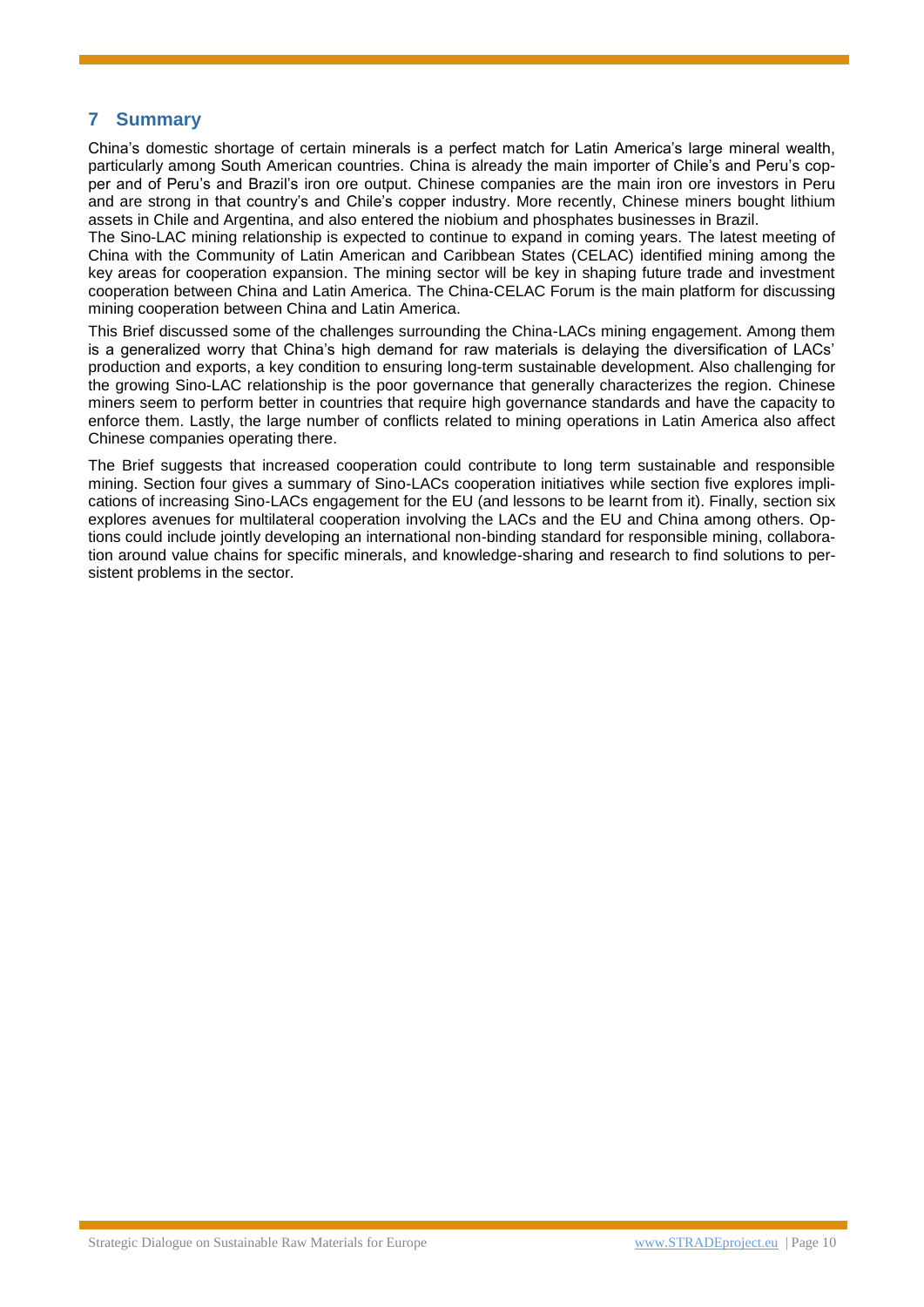## 7 Summary

China's domestic shortage of certain minerals is a perfect match for Latin America's large mineral wealth, particularly among South American countries. China is already the main importer of Chile's and Peru's copper and of Peru's and Brazil's iron ore output. Chinese companies are the main iron ore investors in Peru and are strong in that country's and Chile's copper industry. More recently, Chinese miners bought lithium assets in Chile and Argentina, and also entered the niobium and phosphates businesses in Brazil.

The Sino-LAC mining relationship is expected to continue to expand in coming years. The latest meeting of China with the Community of Latin American and Caribbean States (CELAC) identified mining among the key areas for cooperation expansion. The mining sector will be key in shaping future trade and investment cooperation between China and Latin America. The China-CELAC Forum is the main platform for discussing mining cooperation between China and Latin America.

This Brief discussed some of the challenges surrounding the China-LACs mining engagement. Among them is a generalized worry that China's high demand for raw materials is delaying the diversification of LACs' production and exports, a key condition to ensuring long-term sustainable development. Also challenging for the growing Sino-LAC relationship is the poor governance that generally characterizes the region. Chinese miners seem to perform better in countries that require high governance standards and have the capacity to enforce them. Lastly, the large number of conflicts related to mining operations in Latin America also affect Chinese companies operating there.

The Brief suggests that increased cooperation could contribute to long term sustainable and responsible mining. Section four gives a summary of Sino-LACs cooperation initiatives while section five explores implications of increasing Sino-LACs engagement for the EU (and lessons to be learnt from it). Finally, section six explores avenues for multilateral cooperation involving the LACs and the EU and China among others. Options could include jointly developing an international non-binding standard for responsible mining, collaboration around value chains for specific minerals, and knowledge-sharing and research to find solutions to persistent problems in the sector.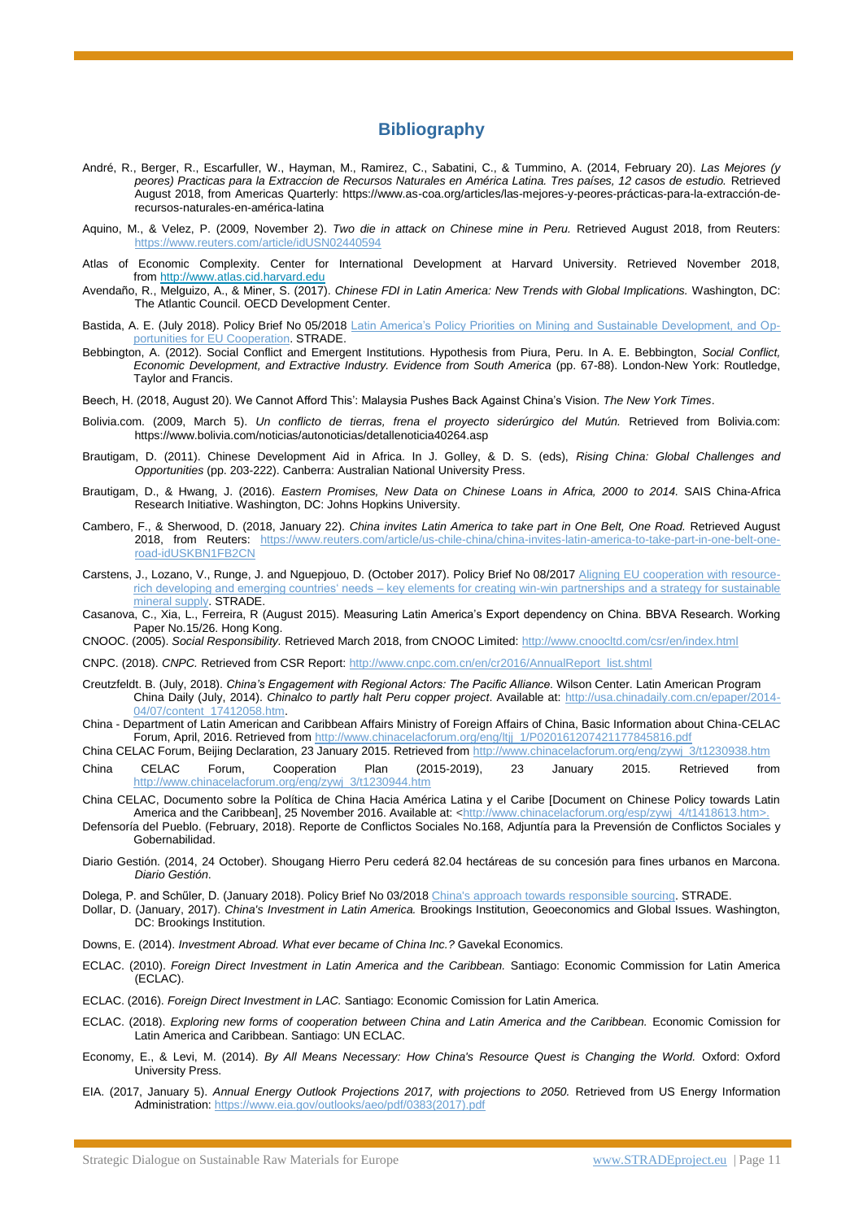## Bibliography

André, R., Berger, R., Escarfuller, W., Hayman, M., Ramirez, C., Sabatini, C., & Tummino, A. (2014, February 20). *Las Mejores (y peores) Practicas para la Extraccion de Recursos Naturales en América Latina. Tres países, 12 casos de estudio.* Retrieved August 2018, from Americas Quarterly: https://www.as-coa.org/articles/las-mejores-y-peores-prácticas-para-la-extracción-de-recursos-naturales-en-américa-latina

Aquino, M., & Velez, P. (2009, November 2). *Two die in attack on Chinese mine in Peru.* Retrieved August 2018, from Reuters: https://www.reuters.com/article/idUSN02440594

Atlas of Economic Complexity. Center for International Development at Harvard University. Retrieved November 2018, from http://www.atlas.cid.harvard.edu

Avendaño, R., Melguizo, A., & Miner, S. (2017). *Chinese FDI in Latin America: New Trends with Global Implications.* Washington, DC: The Atlantic Council. OECD Development Center.

Bastida, A. E. (July 2018). Policy Brief No 05/2018 Latin America's Policy Priorities on Mining and Sustainable Development, and Opportunities for EU Cooperation. STRADE.

Bebbington, A. (2012). Social Conflict and Emergent Institutions. Hypothesis from Piura, Peru. In A. E. Bebbington, *Social Conflict, Economic Development, and Extractive Industry. Evidence from South America* (pp. 67-88). London-New York: Routledge, Taylor and Francis.

Beech, H. (2018, August 20). We Cannot Afford This': Malaysia Pushes Back Against China's Vision. *The New York Times*.

Bolivia.com. (2009, March 5). *Un conflicto de tierras, frena el proyecto siderúrgico del Mutún.* Retrieved from Bolivia.com: https://www.bolivia.com/noticias/autonoticias/detallenoticia40264.asp

Brautigam, D. (2011). Chinese Development Aid in Africa. In J. Golley, & D. S. (eds), *Rising China: Global Challenges and Opportunities* (pp. 203-222). Canberra: Australian National University Press.

Brautigam, D., & Hwang, J. (2016). *Eastern Promises, New Data on Chinese Loans in Africa, 2000 to 2014.* SAIS China-Africa Research Initiative. Washington, DC: Johns Hopkins University.

Cambero, F., & Sherwood, D. (2018, January 22). *China invites Latin America to take part in One Belt, One Road.* Retrieved August 2018, from Reuters: https://www.reuters.com/article/us-chile-china/china-invites-latin-america-to-take-part-in-one-belt-one-road-idUSKBN1FB2CN

Carstens, J., Lozano, V., Runge, J. and Nguepjouo, D. (October 2017). Policy Brief No 08/2017 Aligning EU cooperation with resource-rich developing and emerging countries' needs – key elements for creating win-win partnerships and a strategy for sustainable mineral supply. STRADE.

Casanova, C., Xia, L., Ferreira, R (August 2015). Measuring Latin America's Export dependency on China. BBVA Research. Working Paper No.15/26. Hong Kong.

CNOOC. (2005). *Social Responsibility.* Retrieved March 2018, from CNOOC Limited: http://www.cnoocltd.com/csr/en/index.html

CNPC. (2018). *CNPC.* Retrieved from CSR Report: http://www.cnpc.com.cn/en/cr2016/AnnualReport_list.shtml

Creutzfeldt. B. (July, 2018). *China's Engagement with Regional Actors: The Pacific Alliance.* Wilson Center. Latin American Program

China Daily (July, 2014). *Chinalco to partly halt Peru copper project*. Available at: http://usa.chinadaily.com.cn/epaper/2014-04/07/content_17412058.htm.

China - Department of Latin American and Caribbean Affairs Ministry of Foreign Affairs of China, Basic Information about China-CELAC Forum, April, 2016. Retrieved from http://www.chinacelacforum.org/eng/ltjj_1/P020161207421177845816.pdf

China CELAC Forum, Beijing Declaration, 23 January 2015. Retrieved from http://www.chinacelacforum.org/eng/zywj_3/t1230938.htm

China CELAC Forum, Cooperation Plan (2015-2019), 23 January 2015. Retrieved from http://www.chinacelacforum.org/eng/zywj_3/t1230944.htm

China CELAC, Documento sobre la Política de China Hacia América Latina y el Caribe [Document on Chinese Policy towards Latin America and the Caribbean], 25 November 2016. Available at: <http://www.chinacelacforum.org/esp/zywj_4/t1418613.htm>.

Defensoría del Pueblo. (February, 2018). Reporte de Conflictos Sociales No.168, Adjuntía para la Prevención de Conflictos Sociales y Gobernabilidad.

Diario Gestión. (2014, 24 October). Shougang Hierro Peru cederá 82.04 hectáreas de su concesión para fines urbanos en Marcona. *Diario Gestión*.

Dolega, P. and Schűler, D. (January 2018). Policy Brief No 03/2018 China's approach towards responsible sourcing. STRADE.

Dollar, D. (January, 2017). *China's Investment in Latin America.* Brookings Institution, Geoeconomics and Global Issues. Washington, DC: Brookings Institution.

Downs, E. (2014). *Investment Abroad. What ever became of China Inc.?* Gavekal Economics.

ECLAC. (2010). *Foreign Direct Investment in Latin America and the Caribbean.* Santiago: Economic Commission for Latin America (ECLAC).

ECLAC. (2016). *Foreign Direct Investment in LAC.* Santiago: Economic Comission for Latin America.

ECLAC. (2018). *Exploring new forms of cooperation between China and Latin America and the Caribbean.* Economic Comission for Latin America and Caribbean. Santiago: UN ECLAC.

Economy, E., & Levi, M. (2014). *By All Means Necessary: How China's Resource Quest is Changing the World.* Oxford: Oxford University Press.

EIA. (2017, January 5). *Annual Energy Outlook Projections 2017, with projections to 2050.* Retrieved from US Energy Information Administration: https://www.eia.gov/outlooks/aeo/pdf/0383(2017).pdf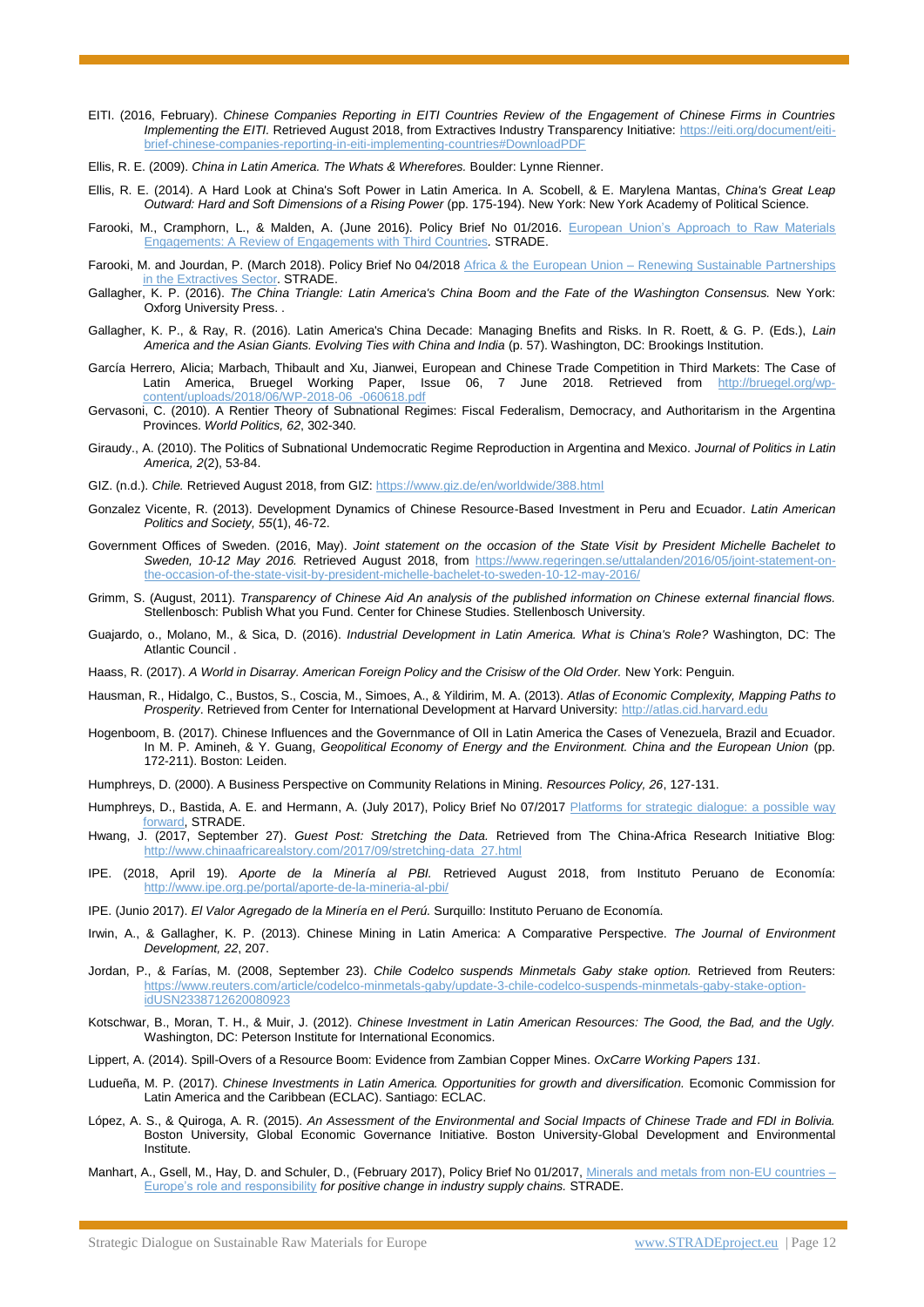EITI. (2016, February). *Chinese Companies Reporting in EITI Countries Review of the Engagement of Chinese Firms in Countries Implementing the EITI.* Retrieved August 2018, from Extractives Industry Transparency Initiative: https://eiti.org/document/eiti-brief-chinese-companies-reporting-in-eiti-implementing-countries#DownloadPDF

Ellis, R. E. (2009). *China in Latin America. The Whats & Wherefores.* Boulder: Lynne Rienner.

Ellis, R. E. (2014). A Hard Look at China's Soft Power in Latin America. In A. Scobell, & E. Marylena Mantas, *China's Great Leap Outward: Hard and Soft Dimensions of a Rising Power* (pp. 175-194). New York: New York Academy of Political Science.

Farooki, M., Cramphorn, L., & Malden, A. (June 2016). Policy Brief No 01/2016. European Union's Approach to Raw Materials Engagements: A Review of Engagements with Third Countries. STRADE.

Farooki, M. and Jourdan, P. (March 2018). Policy Brief No 04/2018 Africa & the European Union – Renewing Sustainable Partnerships in the Extractives Sector. STRADE.

Gallagher, K. P. (2016). *The China Triangle: Latin America's China Boom and the Fate of the Washington Consensus.* New York: Oxforg University Press. .

Gallagher, K. P., & Ray, R. (2016). Latin America's China Decade: Managing Bnefits and Risks. In R. Roett, & G. P. (Eds.), *Lain America and the Asian Giants. Evolving Ties with China and India* (p. 57). Washington, DC: Brookings Institution.

García Herrero, Alicia; Marbach, Thibault and Xu, Jianwei, European and Chinese Trade Competition in Third Markets: The Case of Latin America, Bruegel Working Paper, Issue 06, 7 June 2018. Retrieved from http://bruegel.org/wp-content/uploads/2018/06/WP-2018-06_-060618.pdf

Gervasoni, C. (2010). A Rentier Theory of Subnational Regimes: Fiscal Federalism, Democracy, and Authoritarism in the Argentina Provinces. *World Politics, 62*, 302-340.

Giraudy., A. (2010). The Politics of Subnational Undemocratic Regime Reproduction in Argentina and Mexico. *Journal of Politics in Latin America, 2*(2), 53-84.

GIZ. (n.d.). *Chile.* Retrieved August 2018, from GIZ: https://www.giz.de/en/worldwide/388.html

Gonzalez Vicente, R. (2013). Development Dynamics of Chinese Resource-Based Investment in Peru and Ecuador. *Latin American Politics and Society, 55*(1), 46-72.

Government Offices of Sweden. (2016, May). *Joint statement on the occasion of the State Visit by President Michelle Bachelet to Sweden, 10-12 May 2016.* Retrieved August 2018, from https://www.regeringen.se/uttalanden/2016/05/joint-statement-on-the-occasion-of-the-state-visit-by-president-michelle-bachelet-to-sweden-10-12-may-2016/

Grimm, S. (August, 2011). *Transparency of Chinese Aid An analysis of the published information on Chinese external financial flows.* Stellenbosch: Publish What you Fund. Center for Chinese Studies. Stellenbosch University.

Guajardo, o., Molano, M., & Sica, D. (2016). *Industrial Development in Latin America. What is China's Role?* Washington, DC: The Atlantic Council .

Haass, R. (2017). *A World in Disarray. American Foreign Policy and the Crisisw of the Old Order.* New York: Penguin.

Hausman, R., Hidalgo, C., Bustos, S., Coscia, M., Simoes, A., & Yildirim, M. A. (2013). *Atlas of Economic Complexity, Mapping Paths to Prosperity*. Retrieved from Center for International Development at Harvard University: http://atlas.cid.harvard.edu

Hogenboom, B. (2017). Chinese Influences and the Governmance of OIl in Latin America the Cases of Venezuela, Brazil and Ecuador. In M. P. Amineh, & Y. Guang, *Geopolitical Economy of Energy and the Environment. China and the European Union* (pp. 172-211). Boston: Leiden.

Humphreys, D. (2000). A Business Perspective on Community Relations in Mining. *Resources Policy, 26*, 127-131.

Humphreys, D., Bastida, A. E. and Hermann, A. (July 2017), Policy Brief No 07/2017 Platforms for strategic dialogue: a possible way forward, STRADE.

Hwang, J. (2017, September 27). *Guest Post: Stretching the Data.* Retrieved from The China-Africa Research Initiative Blog: http://www.chinaafricarealstory.com/2017/09/stretching-data_27.html

IPE. (2018, April 19). *Aporte de la Minería al PBI.* Retrieved August 2018, from Instituto Peruano de Economía: http://www.ipe.org.pe/portal/aporte-de-la-mineria-al-pbi/

IPE. (Junio 2017). *El Valor Agregado de la Minería en el Perú.* Surquillo: Instituto Peruano de Economía.

Irwin, A., & Gallagher, K. P. (2013). Chinese Mining in Latin America: A Comparative Perspective. *The Journal of Environment Development, 22*, 207.

Jordan, P., & Farías, M. (2008, September 23). *Chile Codelco suspends Minmetals Gaby stake option.* Retrieved from Reuters: https://www.reuters.com/article/codelco-minmetals-gaby/update-3-chile-codelco-suspends-minmetals-gaby-stake-option-idUSN2338712620080923

Kotschwar, B., Moran, T. H., & Muir, J. (2012). *Chinese Investment in Latin American Resources: The Good, the Bad, and the Ugly.* Washington, DC: Peterson Institute for International Economics.

Lippert, A. (2014). Spill-Overs of a Resource Boom: Evidence from Zambian Copper Mines. *OxCarre Working Papers 131.*

Ludueña, M. P. (2017). *Chinese Investments in Latin America. Opportunities for growth and diversification.* Ecomonic Commission for Latin America and the Caribbean (ECLAC). Santiago: ECLAC.

López, A. S., & Quiroga, A. R. (2015). *An Assessment of the Environmental and Social Impacts of Chinese Trade and FDI in Bolivia.* Boston University, Global Economic Governance Initiative. Boston University-Global Development and Environmental Institute.

Manhart, A., Gsell, M., Hay, D. and Schuler, D., (February 2017), Policy Brief No 01/2017, Minerals and metals from non-EU countries – Europe's role and responsibility *for positive change in industry supply chains.* STRADE.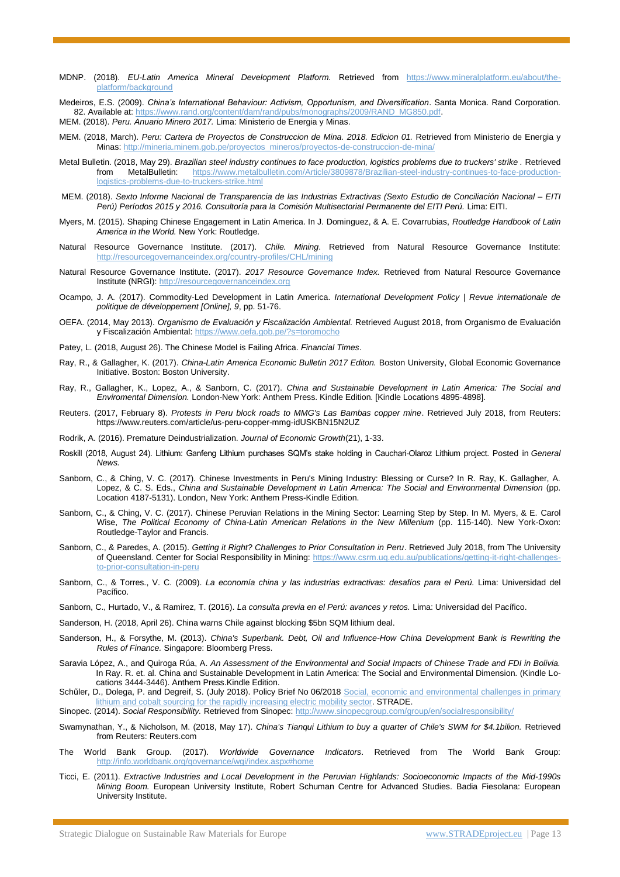MDNP. (2018). *EU-Latin America Mineral Development Platform.* Retrieved from https://www.mineralplatform.eu/about/the-platform/background

Medeiros, E.S. (2009). *China's International Behaviour: Activism, Opportunism, and Diversification*. Santa Monica. Rand Corporation. 82. Available at: https://www.rand.org/content/dam/rand/pubs/monographs/2009/RAND_MG850.pdf.

MEM. (2018). *Peru. Anuario Minero 2017.* Lima: Ministerio de Energia y Minas.

MEM. (2018, March). *Peru: Cartera de Proyectos de Construccion de Mina. 2018. Edicion 01.* Retrieved from Ministerio de Energia y Minas: http://mineria.minem.gob.pe/proyectos_mineros/proyectos-de-construccion-de-mina/

Metal Bulletin. (2018, May 29). *Brazilian steel industry continues to face production, logistics problems due to truckers' strike* . Retrieved from MetalBulletin: https://www.metalbulletin.com/Article/3809878/Brazilian-steel-industry-continues-to-face-production-logistics-problems-due-to-truckers-strike.html

MEM. (2018). *Sexto Informe Nacional de Transparencia de las Industrias Extractivas (Sexto Estudio de Conciliación Nacional – EITI Perú) Períodos 2015 y 2016. Consultoría para la Comisión Multisectorial Permanente del EITI Perú.* Lima: EITI.

Myers, M. (2015). Shaping Chinese Engagement in Latin America. In J. Dominguez, & A. E. Covarrubias, *Routledge Handbook of Latin America in the World.* New York: Routledge.

Natural Resource Governance Institute. (2017). *Chile. Mining*. Retrieved from Natural Resource Governance Institute: http://resourcegovernanceindex.org/country-profiles/CHL/mining

Natural Resource Governance Institute. (2017). *2017 Resource Governance Index.* Retrieved from Natural Resource Governance Institute (NRGI): http://resourcegovernanceindex.org

Ocampo, J. A. (2017). Commodity-Led Development in Latin America. *International Development Policy | Revue internationale de politique de développement [Online], 9*, pp. 51-76.

OEFA. (2014, May 2013). *Organismo de Evaluación y Fiscalización Ambiental.* Retrieved August 2018, from Organismo de Evaluación y Fiscalización Ambiental: https://www.oefa.gob.pe/?s=toromocho

Patey, L. (2018, August 26). The Chinese Model is Failing Africa. *Financial Times*.

Ray, R., & Gallagher, K. (2017). *China-Latin America Economic Bulletin 2017 Editon.* Boston University, Global Economic Governance Initiative. Boston: Boston University.

Ray, R., Gallagher, K., Lopez, A., & Sanborn, C. (2017). *China and Sustainable Development in Latin America: The Social and Enviromental Dimension.* London-New York: Anthem Press. Kindle Edition. [Kindle Locations 4895-4898].

Reuters. (2017, February 8). *Protests in Peru block roads to MMG's Las Bambas copper mine*. Retrieved July 2018, from Reuters: https://www.reuters.com/article/us-peru-copper-mmg-idUSKBN15N2UZ

Rodrik, A. (2016). Premature Deindustrialization. *Journal of Economic Growth*(21), 1-33.

Roskill (2018, August 24). Lithium: Ganfeng Lithium purchases SQM's stake holding in Cauchari-Olaroz Lithium project. Posted in *General News.*

Sanborn, C., & Ching, V. C. (2017). Chinese Investments in Peru's Mining Industry: Blessing or Curse? In R. Ray, K. Gallagher, A. Lopez, & C. S. Eds., *China and Sustainable Development in Latin America: The Social and Environmental Dimension* (pp. Location 4187-5131). London, New York: Anthem Press-Kindle Edition.

Sanborn, C., & Ching, V. C. (2017). Chinese Peruvian Relations in the Mining Sector: Learning Step by Step. In M. Myers, & E. Carol Wise, *The Political Economy of China-Latin American Relations in the New Millenium* (pp. 115-140). New York-Oxon: Routledge-Taylor and Francis.

Sanborn, C., & Paredes, A. (2015). *Getting it Right? Challenges to Prior Consultation in Peru*. Retrieved July 2018, from The University of Queensland. Center for Social Responsibility in Mining: https://www.csrm.uq.edu.au/publications/getting-it-right-challenges-to-prior-consultation-in-peru

Sanborn, C., & Torres., V. C. (2009). *La economía china y las industrias extractivas: desafíos para el Perú.* Lima: Universidad del Pacífico.

Sanborn, C., Hurtado, V., & Ramirez, T. (2016). *La consulta previa en el Perú: avances y retos.* Lima: Universidad del Pacífico.

Sanderson, H. (2018, April 26). China warns Chile against blocking $5bn SQM lithium deal.

Sanderson, H., & Forsythe, M. (2013). *China's Superbank. Debt, Oil and Influence-How China Development Bank is Rewriting the Rules of Finance.* Singapore: Bloomberg Press.

Saravia López, A., and Quiroga Rúa, A. *An Assessment of the Environmental and Social Impacts of Chinese Trade and FDI in Bolivia.* In Ray. R. et. al. China and Sustainable Development in Latin America: The Social and Environmental Dimension. (Kindle Locations 3444-3446). Anthem Press.Kindle Edition.

Schűler, D., Dolega, P. and Degreif, S. (July 2018). Policy Brief No 06/2018 Social, economic and environmental challenges in primary lithium and cobalt sourcing for the rapidly increasing electric mobility sector. STRADE.

Sinopec. (2014). *Social Responsibility.* Retrieved from Sinopec: http://www.sinopecgroup.com/group/en/socialresponsibility/

Swamynathan, Y., & Nicholson, M. (2018, May 17). *China's Tianqui Lithium to buy a quarter of Chile's SWM for $4.1bilion.* Retrieved from Reuters: Reuters.com

The World Bank Group. (2017). *Worldwide Governance Indicators*. Retrieved from The World Bank Group: http://info.worldbank.org/governance/wgi/index.aspx#home

Ticci, E. (2011). *Extractive Industries and Local Development in the Peruvian Highlands: Socioeconomic Impacts of the Mid-1990s Mining Boom.* European University Institute, Robert Schuman Centre for Advanced Studies. Badia Fiesolana: European University Institute.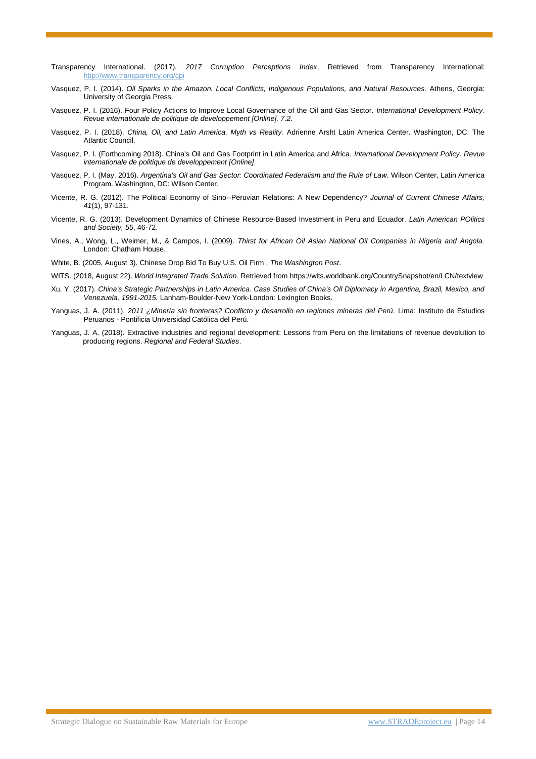Transparency International. (2017). *2017 Corruption Perceptions Index*. Retrieved from Transparency International: http://www.transparency.org/cpi

Vasquez, P. I. (2014). *Oil Sparks in the Amazon. Local Conflicts, Indigenous Populations, and Natural Resources.* Athens, Georgia: University of Georgia Press.

Vasquez, P. I. (2016). Four Policy Actions to Improve Local Governance of the Oil and Gas Sector. *International Development Policy. Revue internationale de politique de developpement [Online], 7.2*.

Vasquez, P. I. (2018). *China, Oil, and Latin America. Myth vs Reality.* Adrienne Arsht Latin America Center. Washington, DC: The Atlantic Council.

Vasquez, P. I. (Forthcoming 2018). China's Oil and Gas Footprint in Latin America and Africa. *International Development Policy. Revue internationale de politique de developpement [Online]*.

Vasquez, P. I. (May, 2016). *Argentina's Oil and Gas Sector: Coordinated Federalism and the Rule of Law.* Wilson Center, Latin America Program. Washington, DC: Wilson Center.

Vicente, R. G. (2012). The Political Economy of Sino--Peruvian Relations: A New Dependency? *Journal of Current Chinese Affairs, 41*(1), 97-131.

Vicente, R. G. (2013). Development Dynamics of Chinese Resource-Based Investment in Peru and Ecuador. *Latin American POlitics and Society, 55*, 46-72.

Vines, A., Wong, L., Weimer, M., & Campos, I. (2009). *Thirst for African Oil Asian National Oil Companies in Nigeria and Angola.* London: Chatham House.

White, B. (2005, August 3). Chinese Drop Bid To Buy U.S. Oil Firm . *The Washington Post*.

WITS. (2018, August 22). *World Integrated Trade Solution.* Retrieved from https://wits.worldbank.org/CountrySnapshot/en/LCN/textview

Xu, Y. (2017). *China's Strategic Partnerships in Latin America. Case Studies of China's OIl Diplomacy in Argentina, Brazil, Mexico, and Venezuela, 1991-2015.* Lanham-Boulder-New York-London: Lexington Books.

Yanguas, J. A. (2011). *2011 ¿Minería sin fronteras? Conflicto y desarrollo en regiones mineras del Perú.* Lima: Instituto de Estudios Peruanos - Pontificia Universidad Católica del Perú.

Yanguas, J. A. (2018). Extractive industries and regional development: Lessons from Peru on the limitations of revenue devolution to producing regions. *Regional and Federal Studies*.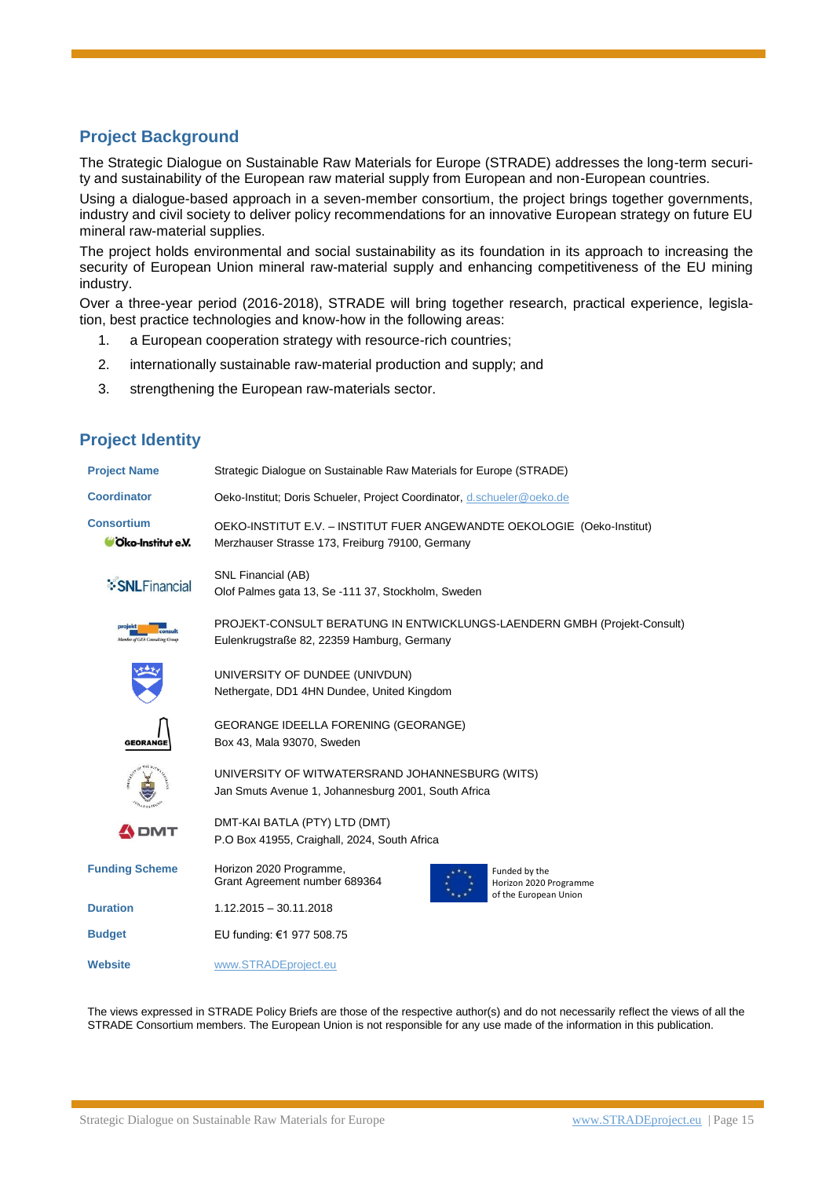## Project Background

The Strategic Dialogue on Sustainable Raw Materials for Europe (STRADE) addresses the long-term security and sustainability of the European raw material supply from European and non-European countries.

Using a dialogue-based approach in a seven-member consortium, the project brings together governments, industry and civil society to deliver policy recommendations for an innovative European strategy on future EU mineral raw-material supplies.

The project holds environmental and social sustainability as its foundation in its approach to increasing the security of European Union mineral raw-material supply and enhancing competitiveness of the EU mining industry.

Over a three-year period (2016-2018), STRADE will bring together research, practical experience, legislation, best practice technologies and know-how in the following areas:

1. a European cooperation strategy with resource-rich countries;
2. internationally sustainable raw-material production and supply; and
3. strengthening the European raw-materials sector.

## Project Identity

| | |
|---|---|
| **Project Name** | Strategic Dialogue on Sustainable Raw Materials for Europe (STRADE) |
| **Coordinator** | Oeko-Institut; Doris Schueler, Project Coordinator, d.schueler@oeko.de |
| **Consortium** Öko-Institut e.V. | OEKO-INSTITUT E.V. – INSTITUT FUER ANGEWANDTE OEKOLOGIE (Oeko-Institut) Merzhauser Strasse 173, Freiburg 79100, Germany |
| SNLFinancial | SNL Financial (AB) Olof Palmes gata 13, Se -111 37, Stockholm, Sweden |
| projekt consult | PROJEKT-CONSULT BERATUNG IN ENTWICKLUNGS-LAENDERN GMBH (Projekt-Consult) Eulenkrugstraße 82, 22359 Hamburg, Germany |
| | UNIVERSITY OF DUNDEE (UNIVDUN) Nethergate, DD1 4HN Dundee, United Kingdom |
| GEORANGE | GEORANGE IDEELLA FORENING (GEORANGE) Box 43, Mala 93070, Sweden |
| | UNIVERSITY OF WITWATERSRAND JOHANNESBURG (WITS) Jan Smuts Avenue 1, Johannesburg 2001, South Africa |
| DMT | DMT-KAI BATLA (PTY) LTD (DMT) P.O Box 41955, Craighall, 2024, South Africa |
| **Funding Scheme** | Horizon 2020 Programme, Grant Agreement number 689364 — Funded by the Horizon 2020 Programme of the European Union |
| **Duration** | 1.12.2015 – 30.11.2018 |
| **Budget** | EU funding: €1 977 508.75 |
| **Website** | www.STRADEproject.eu |

The views expressed in STRADE Policy Briefs are those of the respective author(s) and do not necessarily reflect the views of all the STRADE Consortium members. The European Union is not responsible for any use made of the information in this publication.